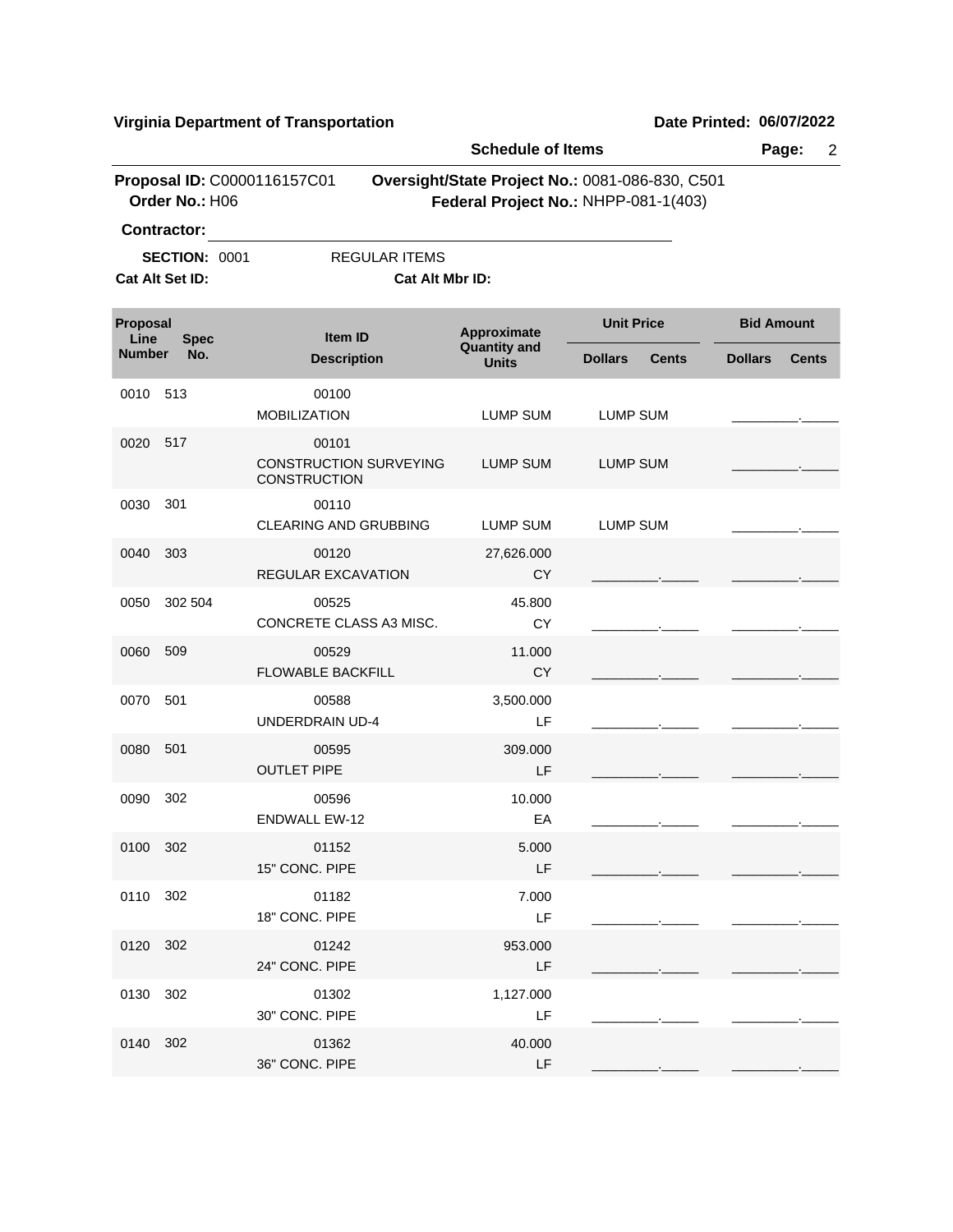**Virginia Department of Transportation** **Date Printed: 06/07/2022**

**Schedule of Items**

**Proposal ID:** C0000116157C01 **Oversight/State Project No.:** 0081-086-830, C501
**Order No.:** H06 **Federal Project No.:** NHPP-081-1(403)

**Contractor:** ______________________________

**SECTION:** 0001 REGULAR ITEMS

**Cat Alt Set ID:** **Cat Alt Mbr ID:**

| Proposal Line Number | Spec No. | Item ID / Description | Approximate Quantity and Units | Unit Price (Dollars . Cents) | Bid Amount (Dollars . Cents) |
|---|---|---|---|---|---|
| 0010 | 513 | 00100 MOBILIZATION | LUMP SUM | LUMP SUM | _________._____ |
| 0020 | 517 | 00101 CONSTRUCTION SURVEYING CONSTRUCTION | LUMP SUM | LUMP SUM | _________._____ |
| 0030 | 301 | 00110 CLEARING AND GRUBBING | LUMP SUM | LUMP SUM | _________._____ |
| 0040 | 303 | 00120 REGULAR EXCAVATION | 27,626.000 CY | _________._____ | _________._____ |
| 0050 | 302 504 | 00525 CONCRETE CLASS A3 MISC. | 45.800 CY | _________._____ | _________._____ |
| 0060 | 509 | 00529 FLOWABLE BACKFILL | 11.000 CY | _________._____ | _________._____ |
| 0070 | 501 | 00588 UNDERDRAIN UD-4 | 3,500.000 LF | _________._____ | _________._____ |
| 0080 | 501 | 00595 OUTLET PIPE | 309.000 LF | _________._____ | _________._____ |
| 0090 | 302 | 00596 ENDWALL EW-12 | 10.000 EA | _________._____ | _________._____ |
| 0100 | 302 | 01152 15" CONC. PIPE | 5.000 LF | _________._____ | _________._____ |
| 0110 | 302 | 01182 18" CONC. PIPE | 7.000 LF | _________._____ | _________._____ |
| 0120 | 302 | 01242 24" CONC. PIPE | 953.000 LF | _________._____ | _________._____ |
| 0130 | 302 | 01302 30" CONC. PIPE | 1,127.000 LF | _________._____ | _________._____ |
| 0140 | 302 | 01362 36" CONC. PIPE | 40.000 LF | _________._____ | _________._____ |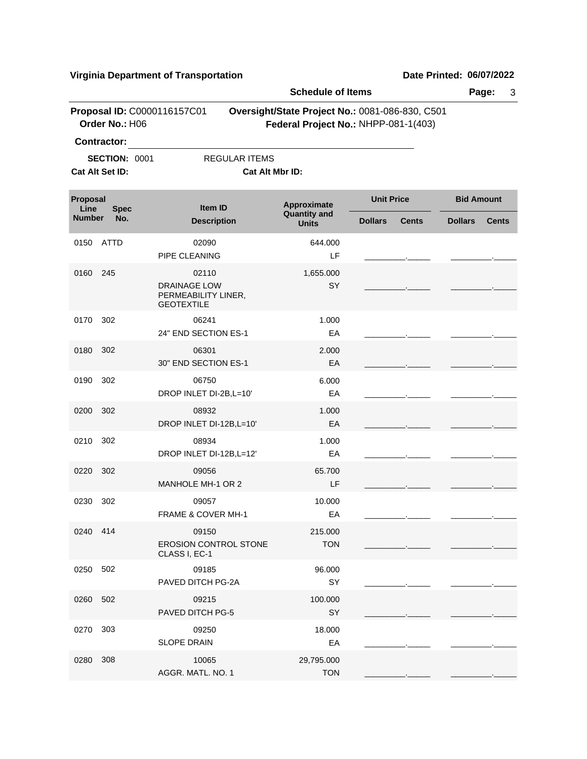**Virginia Department of Transportation** **Date Printed: 06/07/2022**

**Schedule of Items**

**Proposal ID:** C0000116157C01 **Oversight/State Project No.:** 0081-086-830, C501
**Order No.:** H06 **Federal Project No.:** NHPP-081-1(403)

**Contractor:** ______________________________

**SECTION:** 0001 REGULAR ITEMS

**Cat Alt Set ID:** **Cat Alt Mbr ID:**

| Proposal Line Number | Spec No. | Item ID / Description | Approximate Quantity and Units | Unit Price Dollars | Unit Price Cents | Bid Amount Dollars | Bid Amount Cents |
|---|---|---|---|---|---|---|---|
| 0150 | ATTD | 02090 PIPE CLEANING | 644.000 LF | | | | |
| 0160 | 245 | 02110 DRAINAGE LOW PERMEABILITY LINER, GEOTEXTILE | 1,655.000 SY | | | | |
| 0170 | 302 | 06241 24" END SECTION ES-1 | 1.000 EA | | | | |
| 0180 | 302 | 06301 30" END SECTION ES-1 | 2.000 EA | | | | |
| 0190 | 302 | 06750 DROP INLET DI-2B,L=10' | 6.000 EA | | | | |
| 0200 | 302 | 08932 DROP INLET DI-12B,L=10' | 1.000 EA | | | | |
| 0210 | 302 | 08934 DROP INLET DI-12B,L=12' | 1.000 EA | | | | |
| 0220 | 302 | 09056 MANHOLE MH-1 OR 2 | 65.700 LF | | | | |
| 0230 | 302 | 09057 FRAME & COVER MH-1 | 10.000 EA | | | | |
| 0240 | 414 | 09150 EROSION CONTROL STONE CLASS I, EC-1 | 215.000 TON | | | | |
| 0250 | 502 | 09185 PAVED DITCH PG-2A | 96.000 SY | | | | |
| 0260 | 502 | 09215 PAVED DITCH PG-5 | 100.000 SY | | | | |
| 0270 | 303 | 09250 SLOPE DRAIN | 18.000 EA | | | | |
| 0280 | 308 | 10065 AGGR. MATL. NO. 1 | 29,795.000 TON | | | | |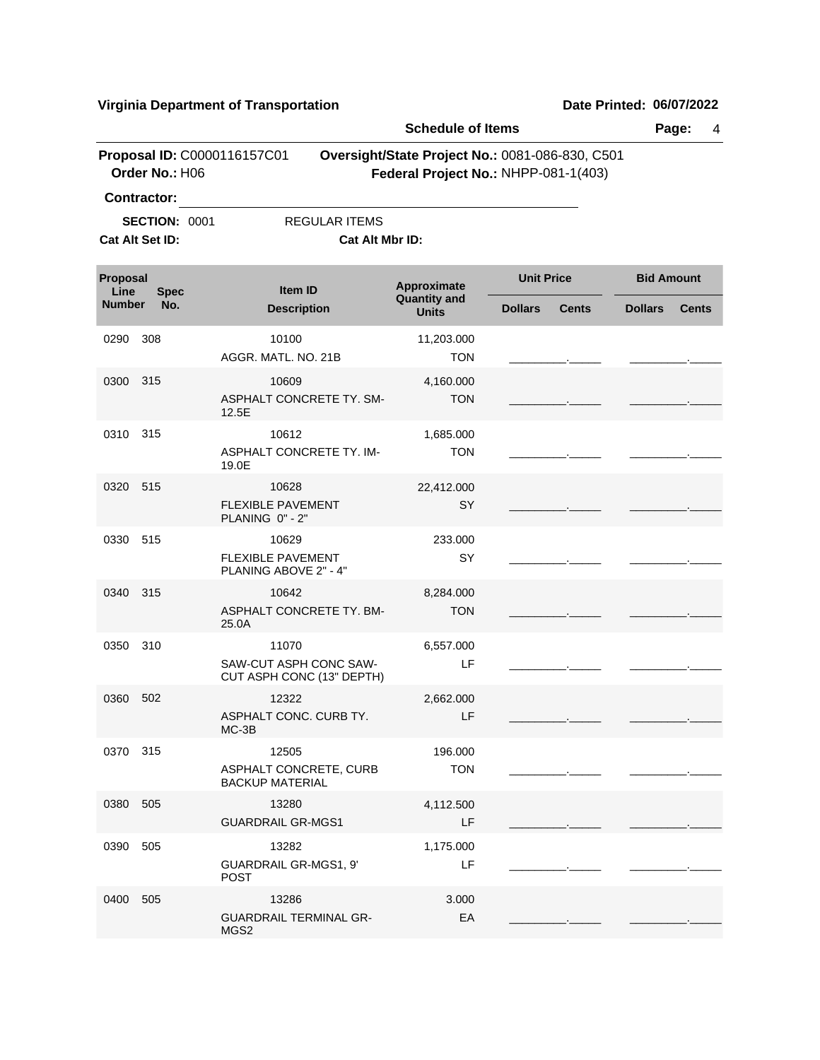**Virginia Department of Transportation** | **Date Printed: 06/07/2022**

**Schedule of Items**

**Proposal ID:** C0000116157C01 | **Oversight/State Project No.:** 0081-086-830, C501
**Order No.:** H06 | **Federal Project No.:** NHPP-081-1(403)

**Contractor:** ______________________________

**SECTION:** 0001 REGULAR ITEMS

**Cat Alt Set ID:** | **Cat Alt Mbr ID:**

| Proposal Line Number | Spec No. | Item ID / Description | Approximate Quantity and Units | Unit Price Dollars | Unit Price Cents | Bid Amount Dollars | Bid Amount Cents |
|---|---|---|---|---|---|---|---|
| 0290 | 308 | 10100<br>AGGR. MATL. NO. 21B | 11,203.000<br>TON | | | | |
| 0300 | 315 | 10609<br>ASPHALT CONCRETE TY. SM-12.5E | 4,160.000<br>TON | | | | |
| 0310 | 315 | 10612<br>ASPHALT CONCRETE TY. IM-19.0E | 1,685.000<br>TON | | | | |
| 0320 | 515 | 10628<br>FLEXIBLE PAVEMENT PLANING 0" - 2" | 22,412.000<br>SY | | | | |
| 0330 | 515 | 10629<br>FLEXIBLE PAVEMENT PLANING ABOVE 2" - 4" | 233.000<br>SY | | | | |
| 0340 | 315 | 10642<br>ASPHALT CONCRETE TY. BM-25.0A | 8,284.000<br>TON | | | | |
| 0350 | 310 | 11070<br>SAW-CUT ASPH CONC SAW-CUT ASPH CONC (13" DEPTH) | 6,557.000<br>LF | | | | |
| 0360 | 502 | 12322<br>ASPHALT CONC. CURB TY. MC-3B | 2,662.000<br>LF | | | | |
| 0370 | 315 | 12505<br>ASPHALT CONCRETE, CURB BACKUP MATERIAL | 196.000<br>TON | | | | |
| 0380 | 505 | 13280<br>GUARDRAIL GR-MGS1 | 4,112.500<br>LF | | | | |
| 0390 | 505 | 13282<br>GUARDRAIL GR-MGS1, 9' POST | 1,175.000<br>LF | | | | |
| 0400 | 505 | 13286<br>GUARDRAIL TERMINAL GR-MGS2 | 3.000<br>EA | | | | |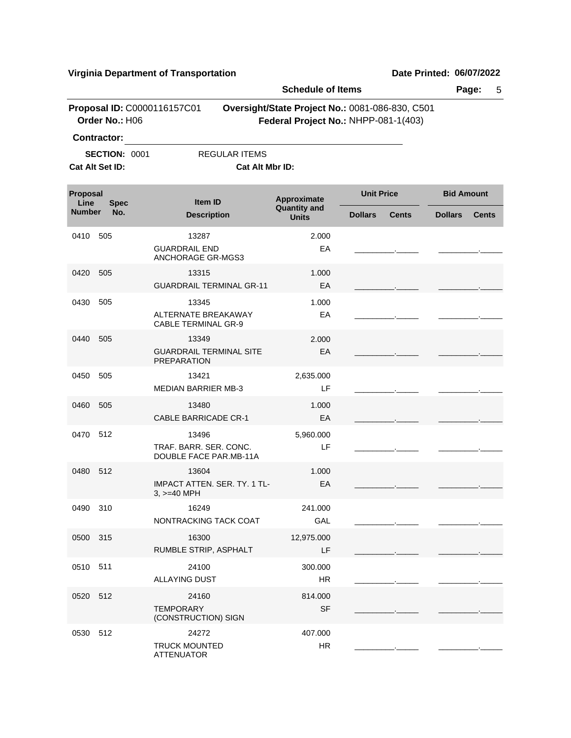**Virginia Department of Transportation** **Date Printed: 06/07/2022**

**Schedule of Items**

**Proposal ID:** C0000116157C01 **Oversight/State Project No.:** 0081-086-830, C501
**Order No.:** H06 **Federal Project No.:** NHPP-081-1(403)

**Contractor:** ______________________________

**SECTION:** 0001 REGULAR ITEMS

**Cat Alt Set ID:** **Cat Alt Mbr ID:**

| Proposal Line Number | Spec No. | Item ID / Description | Approximate Quantity and Units | Unit Price Dollars | Unit Price Cents | Bid Amount Dollars | Bid Amount Cents |
|---|---|---|---|---|---|---|---|
| 0410 | 505 | 13287 GUARDRAIL END ANCHORAGE GR-MGS3 | 2.000 EA | | | | |
| 0420 | 505 | 13315 GUARDRAIL TERMINAL GR-11 | 1.000 EA | | | | |
| 0430 | 505 | 13345 ALTERNATE BREAKAWAY CABLE TERMINAL GR-9 | 1.000 EA | | | | |
| 0440 | 505 | 13349 GUARDRAIL TERMINAL SITE PREPARATION | 2.000 EA | | | | |
| 0450 | 505 | 13421 MEDIAN BARRIER MB-3 | 2,635.000 LF | | | | |
| 0460 | 505 | 13480 CABLE BARRICADE CR-1 | 1.000 EA | | | | |
| 0470 | 512 | 13496 TRAF. BARR. SER. CONC. DOUBLE FACE PAR.MB-11A | 5,960.000 LF | | | | |
| 0480 | 512 | 13604 IMPACT ATTEN. SER. TY. 1 TL-3, >=40 MPH | 1.000 EA | | | | |
| 0490 | 310 | 16249 NONTRACKING TACK COAT | 241.000 GAL | | | | |
| 0500 | 315 | 16300 RUMBLE STRIP, ASPHALT | 12,975.000 LF | | | | |
| 0510 | 511 | 24100 ALLAYING DUST | 300.000 HR | | | | |
| 0520 | 512 | 24160 TEMPORARY (CONSTRUCTION) SIGN | 814.000 SF | | | | |
| 0530 | 512 | 24272 TRUCK MOUNTED ATTENUATOR | 407.000 HR | | | | |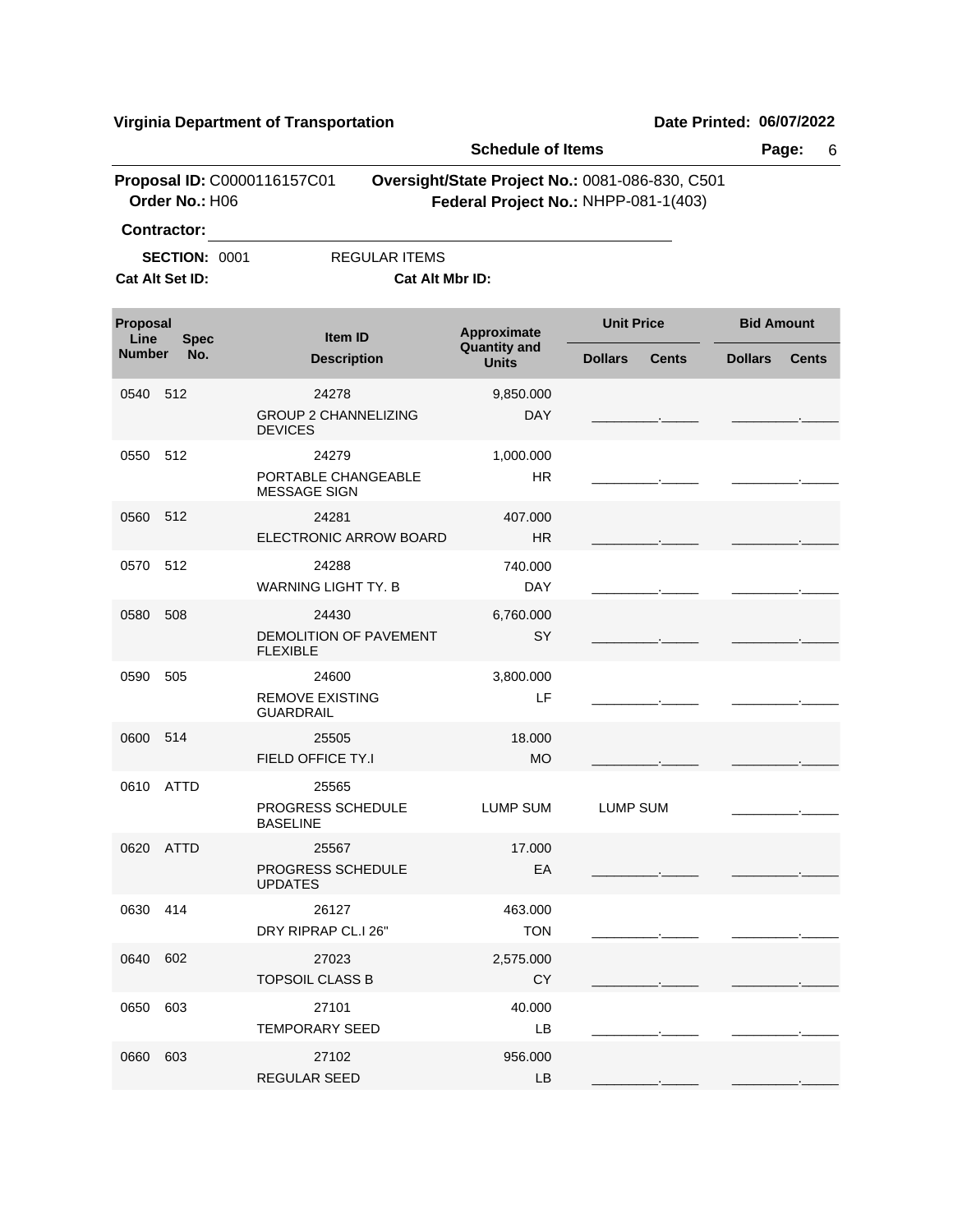**Virginia Department of Transportation** **Date Printed: 06/07/2022**

**Schedule of Items**

**Proposal ID:** C0000116157C01 **Oversight/State Project No.:** 0081-086-830, C501
**Order No.:** H06 **Federal Project No.:** NHPP-081-1(403)

**Contractor:** ______________________________

**SECTION:** 0001 REGULAR ITEMS

**Cat Alt Set ID:** **Cat Alt Mbr ID:**

| Proposal Line Number | Spec No. | Item ID / Description | Approximate Quantity and Units | Unit Price Dollars | Unit Price Cents | Bid Amount Dollars | Bid Amount Cents |
|---|---|---|---|---|---|---|---|
| 0540 | 512 | 24278 GROUP 2 CHANNELIZING DEVICES | 9,850.000 DAY | ________ | _____ | ________ | _____ |
| 0550 | 512 | 24279 PORTABLE CHANGEABLE MESSAGE SIGN | 1,000.000 HR | ________ | _____ | ________ | _____ |
| 0560 | 512 | 24281 ELECTRONIC ARROW BOARD | 407.000 HR | ________ | _____ | ________ | _____ |
| 0570 | 512 | 24288 WARNING LIGHT TY. B | 740.000 DAY | ________ | _____ | ________ | _____ |
| 0580 | 508 | 24430 DEMOLITION OF PAVEMENT FLEXIBLE | 6,760.000 SY | ________ | _____ | ________ | _____ |
| 0590 | 505 | 24600 REMOVE EXISTING GUARDRAIL | 3,800.000 LF | ________ | _____ | ________ | _____ |
| 0600 | 514 | 25505 FIELD OFFICE TY.I | 18.000 MO | ________ | _____ | ________ | _____ |
| 0610 | ATTD | 25565 PROGRESS SCHEDULE BASELINE | LUMP SUM | LUMP SUM | | ________ | _____ |
| 0620 | ATTD | 25567 PROGRESS SCHEDULE UPDATES | 17.000 EA | ________ | _____ | ________ | _____ |
| 0630 | 414 | 26127 DRY RIPRAP CL.I 26" | 463.000 TON | ________ | _____ | ________ | _____ |
| 0640 | 602 | 27023 TOPSOIL CLASS B | 2,575.000 CY | ________ | _____ | ________ | _____ |
| 0650 | 603 | 27101 TEMPORARY SEED | 40.000 LB | ________ | _____ | ________ | _____ |
| 0660 | 603 | 27102 REGULAR SEED | 956.000 LB | ________ | _____ | ________ | _____ |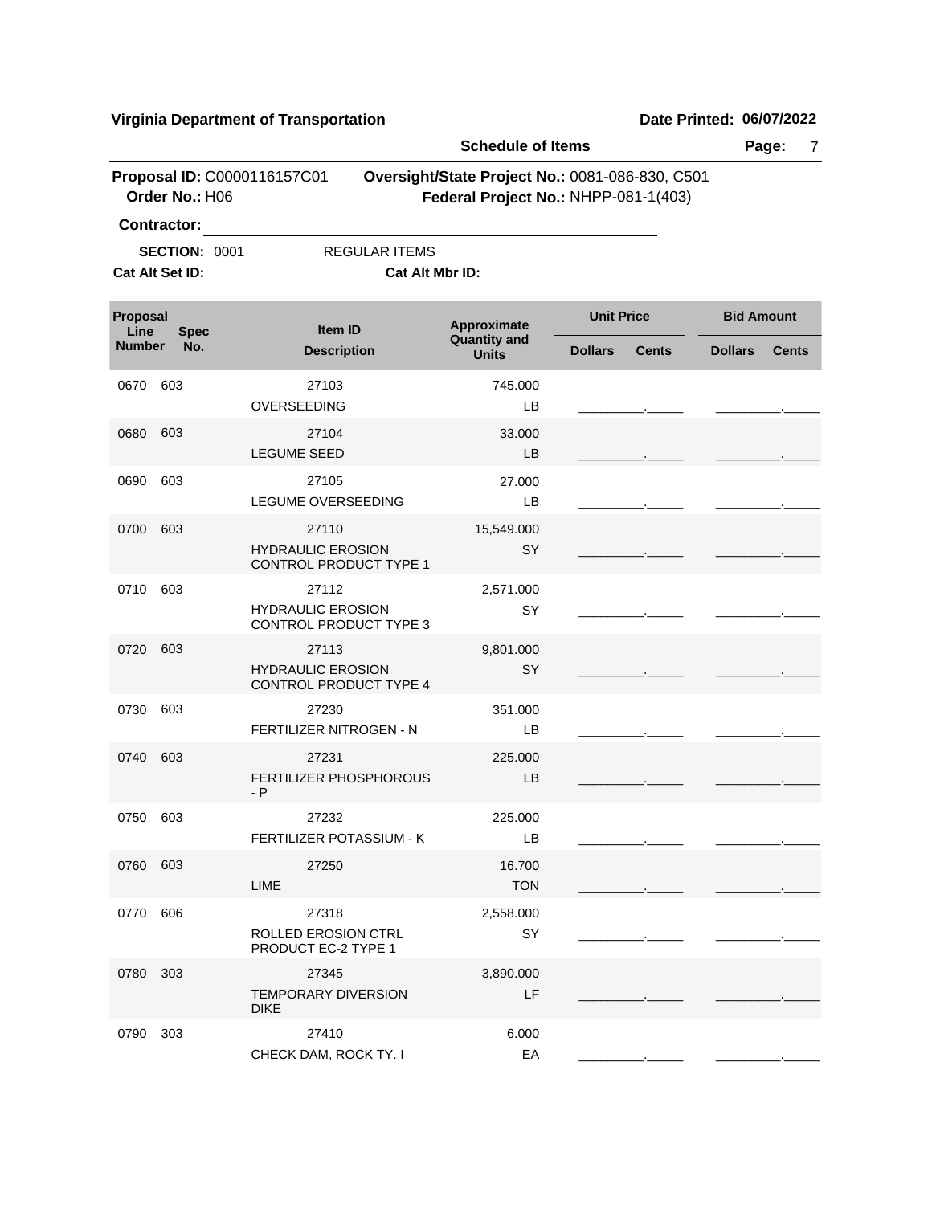**Virginia Department of Transportation** | **Date Printed: 06/07/2022**

**Schedule of Items**

**Proposal ID:** C0000116157C01 | **Oversight/State Project No.:** 0081-086-830, C501

**Order No.:** H06 | **Federal Project No.:** NHPP-081-1(403)

**Contractor:** ______________________________

**SECTION:** 0001 REGULAR ITEMS

**Cat Alt Set ID:** **Cat Alt Mbr ID:**

| Proposal Line Number | Spec No. | Item ID / Description | Approximate Quantity and Units | Unit Price Dollars | Unit Price Cents | Bid Amount Dollars | Bid Amount Cents |
|---|---|---|---|---|---|---|---|
| 0670 | 603 | 27103 OVERSEEDING | 745.000 LB | | | | |
| 0680 | 603 | 27104 LEGUME SEED | 33.000 LB | | | | |
| 0690 | 603 | 27105 LEGUME OVERSEEDING | 27.000 LB | | | | |
| 0700 | 603 | 27110 HYDRAULIC EROSION CONTROL PRODUCT TYPE 1 | 15,549.000 SY | | | | |
| 0710 | 603 | 27112 HYDRAULIC EROSION CONTROL PRODUCT TYPE 3 | 2,571.000 SY | | | | |
| 0720 | 603 | 27113 HYDRAULIC EROSION CONTROL PRODUCT TYPE 4 | 9,801.000 SY | | | | |
| 0730 | 603 | 27230 FERTILIZER NITROGEN - N | 351.000 LB | | | | |
| 0740 | 603 | 27231 FERTILIZER PHOSPHOROUS - P | 225.000 LB | | | | |
| 0750 | 603 | 27232 FERTILIZER POTASSIUM - K | 225.000 LB | | | | |
| 0760 | 603 | 27250 LIME | 16.700 TON | | | | |
| 0770 | 606 | 27318 ROLLED EROSION CTRL PRODUCT EC-2 TYPE 1 | 2,558.000 SY | | | | |
| 0780 | 303 | 27345 TEMPORARY DIVERSION DIKE | 3,890.000 LF | | | | |
| 0790 | 303 | 27410 CHECK DAM, ROCK TY. I | 6.000 EA | | | | |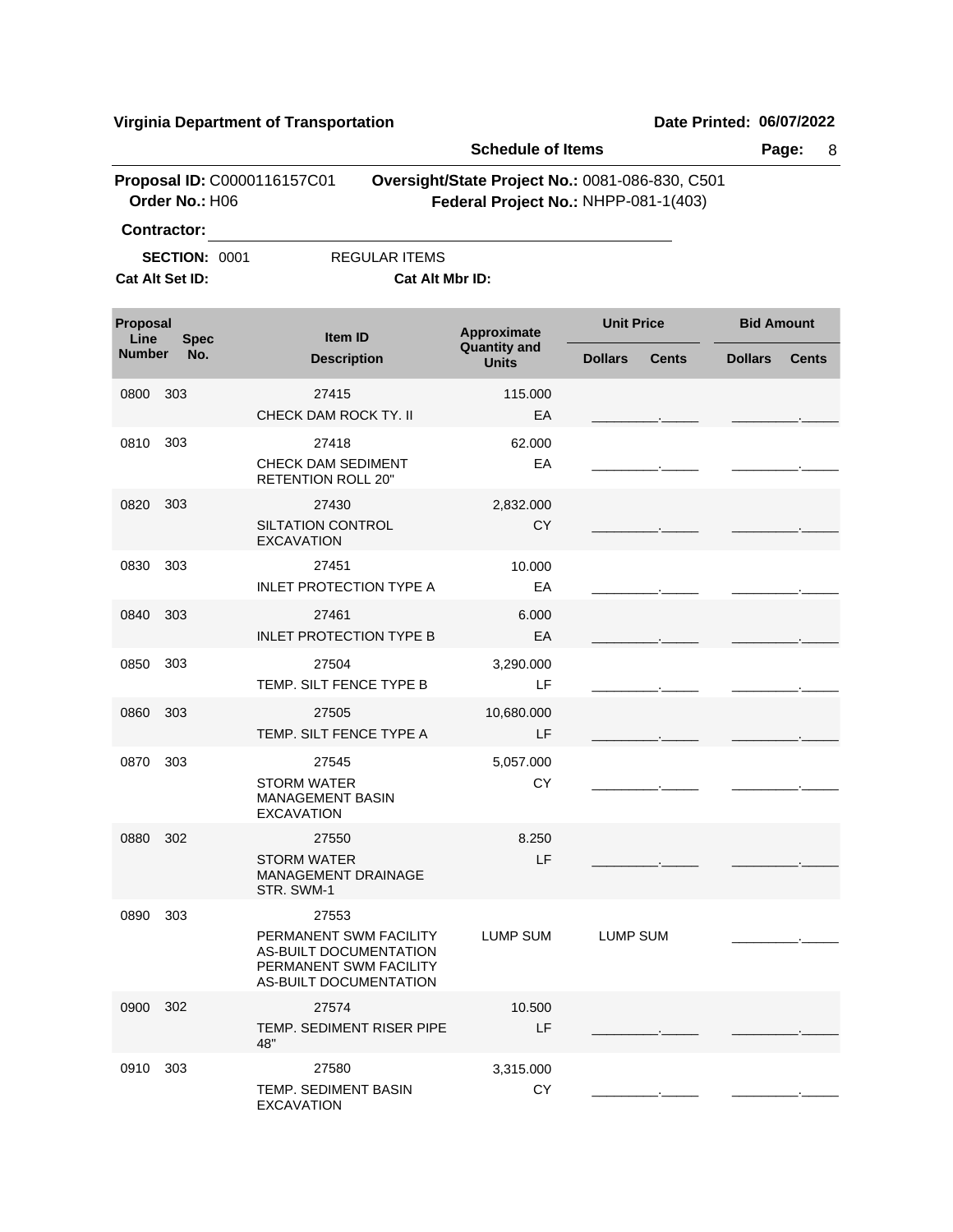**Virginia Department of Transportation** **Date Printed: 06/07/2022**

**Schedule of Items**

**Proposal ID:** C0000116157C01 **Oversight/State Project No.:** 0081-086-830, C501
**Order No.:** H06 **Federal Project No.:** NHPP-081-1(403)

**Contractor:** ______________________________

**SECTION:** 0001 REGULAR ITEMS
**Cat Alt Set ID:** **Cat Alt Mbr ID:**

| Proposal Line Number | Spec No. | Item ID / Description | Approximate Quantity and Units | Unit Price Dollars | Unit Price Cents | Bid Amount Dollars | Bid Amount Cents |
|---|---|---|---|---|---|---|---|
| 0800 | 303 | 27415 CHECK DAM ROCK TY. II | 115.000 EA | | | | |
| 0810 | 303 | 27418 CHECK DAM SEDIMENT RETENTION ROLL 20" | 62.000 EA | | | | |
| 0820 | 303 | 27430 SILTATION CONTROL EXCAVATION | 2,832.000 CY | | | | |
| 0830 | 303 | 27451 INLET PROTECTION TYPE A | 10.000 EA | | | | |
| 0840 | 303 | 27461 INLET PROTECTION TYPE B | 6.000 EA | | | | |
| 0850 | 303 | 27504 TEMP. SILT FENCE TYPE B | 3,290.000 LF | | | | |
| 0860 | 303 | 27505 TEMP. SILT FENCE TYPE A | 10,680.000 LF | | | | |
| 0870 | 303 | 27545 STORM WATER MANAGEMENT BASIN EXCAVATION | 5,057.000 CY | | | | |
| 0880 | 302 | 27550 STORM WATER MANAGEMENT DRAINAGE STR. SWM-1 | 8.250 LF | | | | |
| 0890 | 303 | 27553 PERMANENT SWM FACILITY AS-BUILT DOCUMENTATION PERMANENT SWM FACILITY AS-BUILT DOCUMENTATION | LUMP SUM | LUMP SUM | | | |
| 0900 | 302 | 27574 TEMP. SEDIMENT RISER PIPE 48" | 10.500 LF | | | | |
| 0910 | 303 | 27580 TEMP. SEDIMENT BASIN EXCAVATION | 3,315.000 CY | | | | |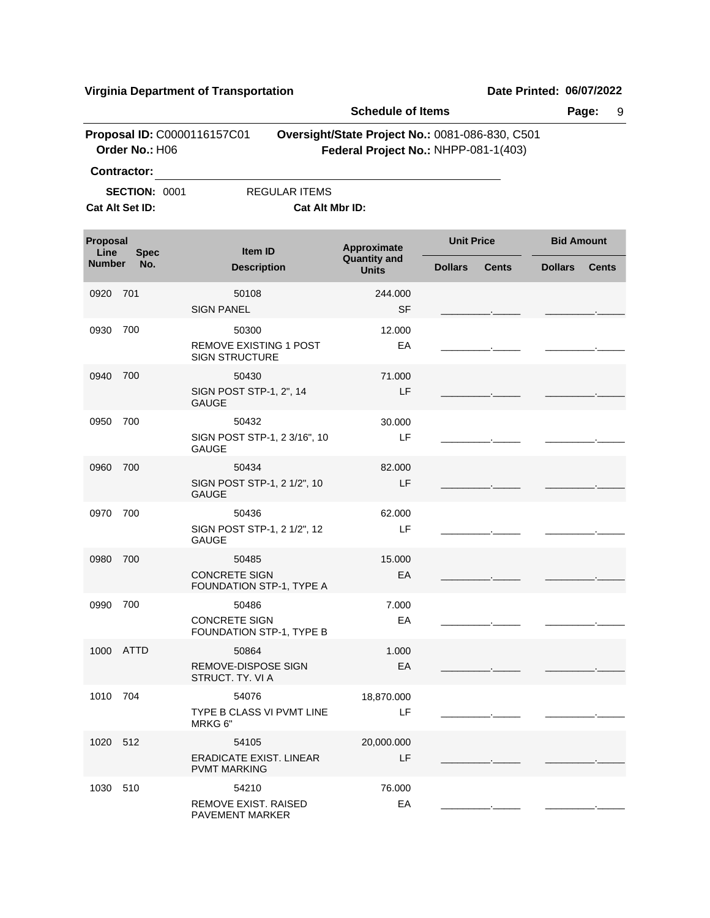**Virginia Department of Transportation** **Date Printed: 06/07/2022**

**Schedule of Items**

**Proposal ID:** C0000116157C01 **Oversight/State Project No.:** 0081-086-830, C501
**Order No.:** H06 **Federal Project No.:** NHPP-081-1(403)

**Contractor:** ______________________________

**SECTION:** 0001 REGULAR ITEMS
**Cat Alt Set ID:** **Cat Alt Mbr ID:**

| Proposal Line Number | Spec No. | Item ID / Description | Approximate Quantity and Units | Unit Price Dollars | Unit Price Cents | Bid Amount Dollars | Bid Amount Cents |
|---|---|---|---|---|---|---|---|
| 0920 | 701 | 50108 SIGN PANEL | 244.000 SF | | | | |
| 0930 | 700 | 50300 REMOVE EXISTING 1 POST SIGN STRUCTURE | 12.000 EA | | | | |
| 0940 | 700 | 50430 SIGN POST STP-1, 2", 14 GAUGE | 71.000 LF | | | | |
| 0950 | 700 | 50432 SIGN POST STP-1, 2 3/16", 10 GAUGE | 30.000 LF | | | | |
| 0960 | 700 | 50434 SIGN POST STP-1, 2 1/2", 10 GAUGE | 82.000 LF | | | | |
| 0970 | 700 | 50436 SIGN POST STP-1, 2 1/2", 12 GAUGE | 62.000 LF | | | | |
| 0980 | 700 | 50485 CONCRETE SIGN FOUNDATION STP-1, TYPE A | 15.000 EA | | | | |
| 0990 | 700 | 50486 CONCRETE SIGN FOUNDATION STP-1, TYPE B | 7.000 EA | | | | |
| 1000 | ATTD | 50864 REMOVE-DISPOSE SIGN STRUCT. TY. VI A | 1.000 EA | | | | |
| 1010 | 704 | 54076 TYPE B CLASS VI PVMT LINE MRKG 6" | 18,870.000 LF | | | | |
| 1020 | 512 | 54105 ERADICATE EXIST. LINEAR PVMT MARKING | 20,000.000 LF | | | | |
| 1030 | 510 | 54210 REMOVE EXIST. RAISED PAVEMENT MARKER | 76.000 EA | | | | |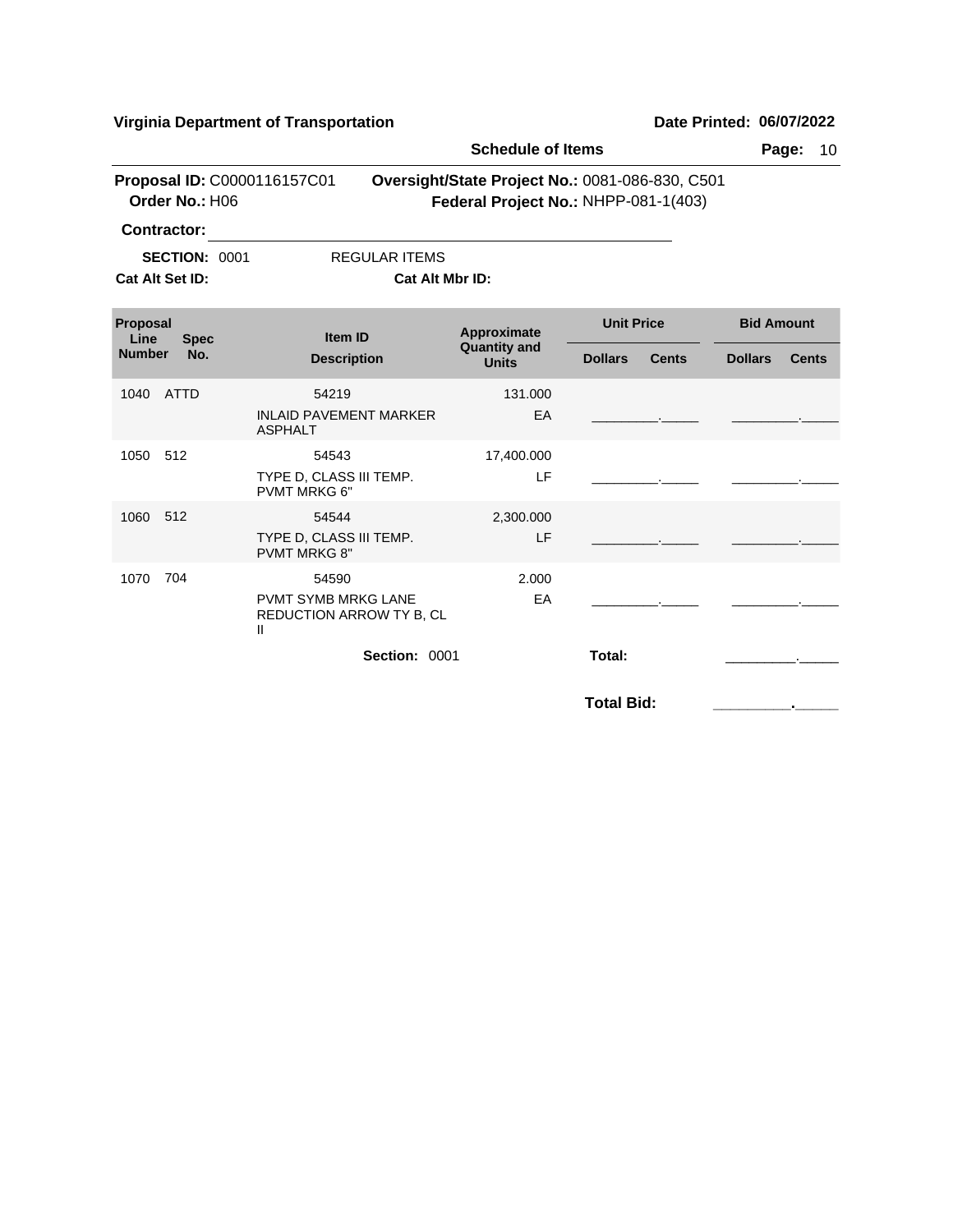**Virginia Department of Transportation** **Date Printed: 06/07/2022**

**Schedule of Items** **Page:** 10

**Proposal ID:** C0000116157C01 **Oversight/State Project No.:** 0081-086-830, C501
**Order No.:** H06 **Federal Project No.:** NHPP-081-1(403)

**Contractor:** ____________________

**SECTION:** 0001 REGULAR ITEMS

**Cat Alt Set ID:** **Cat Alt Mbr ID:**

| Proposal Line Number | Spec No. | Item ID / Description | Approximate Quantity and Units | Unit Price Dollars | Unit Price Cents | Bid Amount Dollars | Bid Amount Cents |
|---|---|---|---|---|---|---|---|
| 1040 | ATTD | 54219<br>INLAID PAVEMENT MARKER ASPHALT | 131.000<br>EA | _________ | _____ | _________ | _____ |
| 1050 | 512 | 54543<br>TYPE D, CLASS III TEMP. PVMT MRKG 6" | 17,400.000<br>LF | _________ | _____ | _________ | _____ |
| 1060 | 512 | 54544<br>TYPE D, CLASS III TEMP. PVMT MRKG 8" | 2,300.000<br>LF | _________ | _____ | _________ | _____ |
| 1070 | 704 | 54590<br>PVMT SYMB MRKG LANE REDUCTION ARROW TY B, CL II | 2.000<br>EA | _________ | _____ | _________ | _____ |
| | | **Section:** 0001 | | **Total:** | | _________ | _____ |
| | | | | **Total Bid:** | | _________ | _____ |